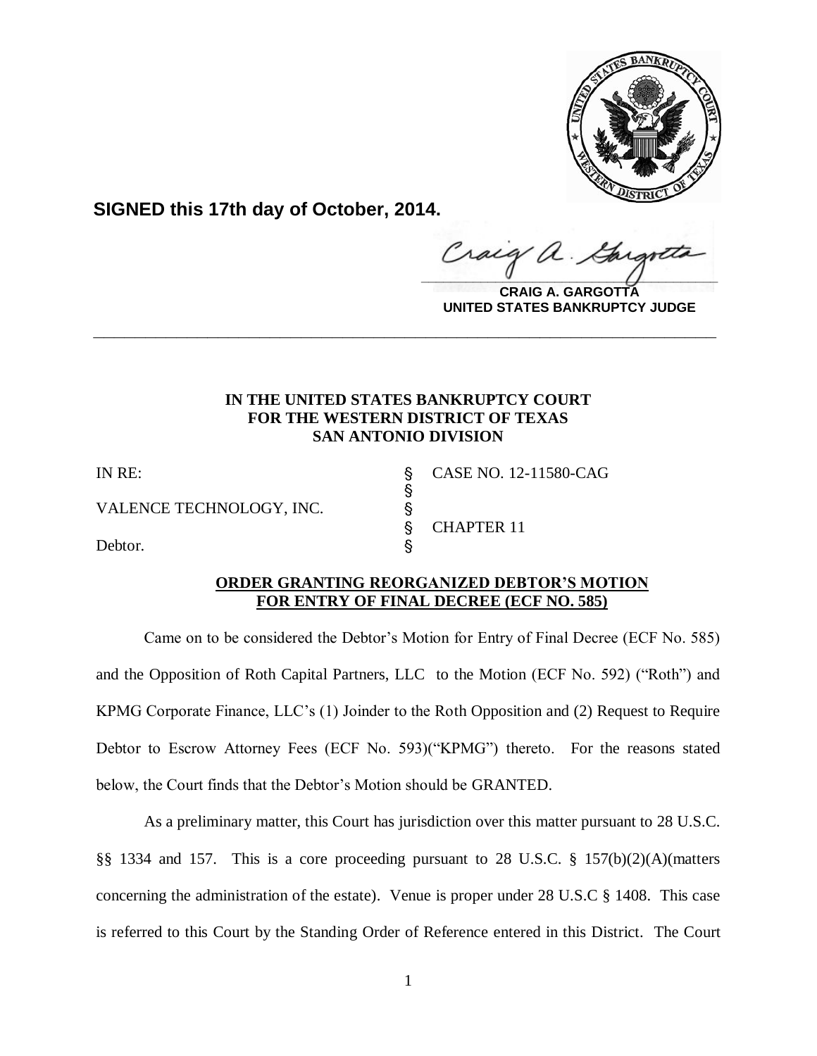**SIGNED this 17th day of October, 2014.**

**CRAIG A. GARGOTTA**
**UNITED STATES BANKRUPTCY JUDGE**

---

**IN THE UNITED STATES BANKRUPTCY COURT**
**FOR THE WESTERN DISTRICT OF TEXAS**
**SAN ANTONIO DIVISION**

| | | |
|---|---|---|
| IN RE: | § | CASE NO. 12-11580-CAG |
| | § | |
| VALENCE TECHNOLOGY, INC. | § | |
| | § | CHAPTER 11 |
| Debtor. | § | |

**ORDER GRANTING REORGANIZED DEBTOR'S MOTION FOR ENTRY OF FINAL DECREE (ECF NO. 585)**

Came on to be considered the Debtor's Motion for Entry of Final Decree (ECF No. 585) and the Opposition of Roth Capital Partners, LLC to the Motion (ECF No. 592) ("Roth") and KPMG Corporate Finance, LLC's (1) Joinder to the Roth Opposition and (2) Request to Require Debtor to Escrow Attorney Fees (ECF No. 593)("KPMG") thereto. For the reasons stated below, the Court finds that the Debtor's Motion should be GRANTED.

As a preliminary matter, this Court has jurisdiction over this matter pursuant to 28 U.S.C. §§ 1334 and 157. This is a core proceeding pursuant to 28 U.S.C. § 157(b)(2)(A)(matters concerning the administration of the estate). Venue is proper under 28 U.S.C § 1408. This case is referred to this Court by the Standing Order of Reference entered in this District. The Court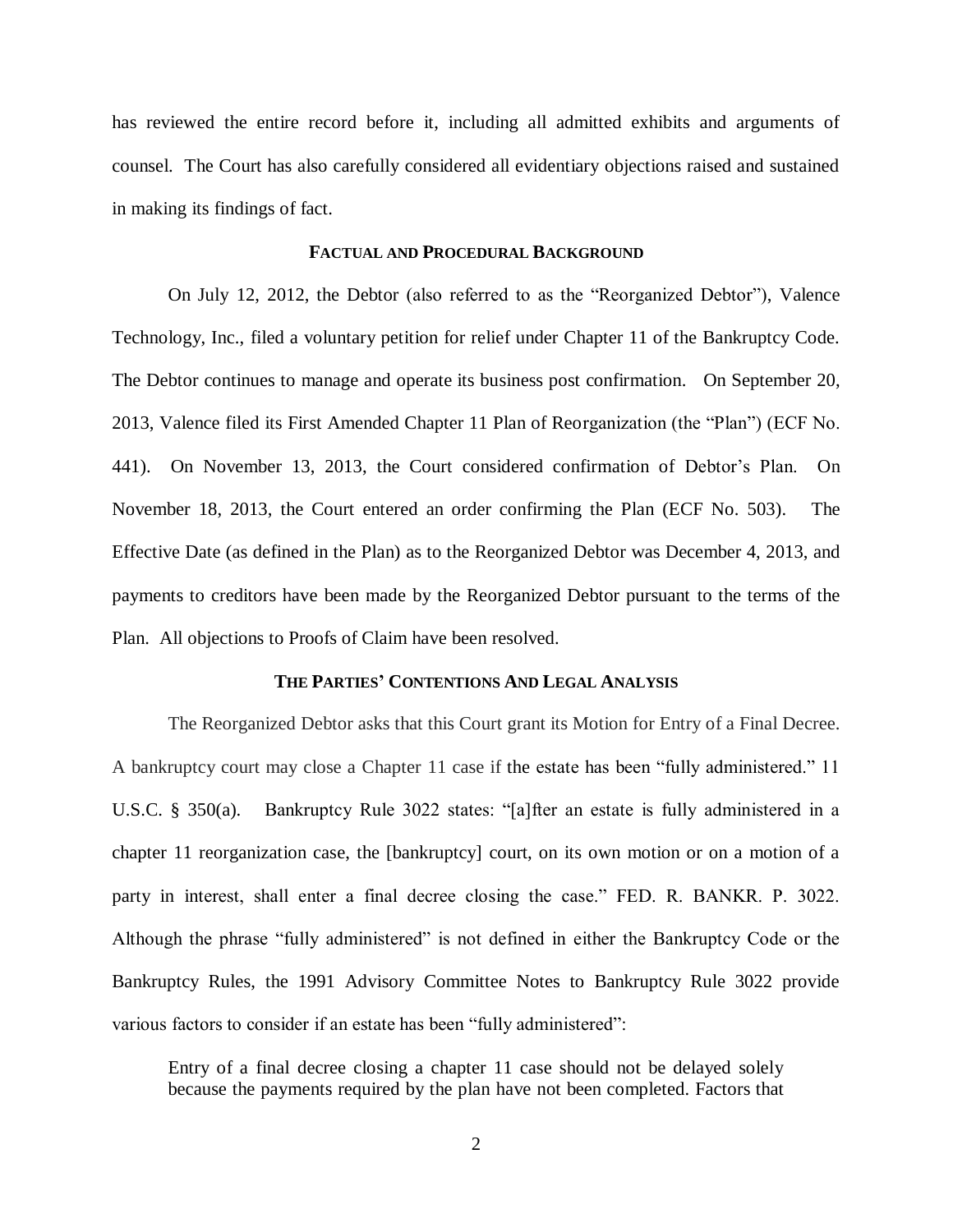has reviewed the entire record before it, including all admitted exhibits and arguments of counsel. The Court has also carefully considered all evidentiary objections raised and sustained in making its findings of fact.

## FACTUAL AND PROCEDURAL BACKGROUND

On July 12, 2012, the Debtor (also referred to as the "Reorganized Debtor"), Valence Technology, Inc., filed a voluntary petition for relief under Chapter 11 of the Bankruptcy Code. The Debtor continues to manage and operate its business post confirmation. On September 20, 2013, Valence filed its First Amended Chapter 11 Plan of Reorganization (the "Plan") (ECF No. 441). On November 13, 2013, the Court considered confirmation of Debtor's Plan. On November 18, 2013, the Court entered an order confirming the Plan (ECF No. 503). The Effective Date (as defined in the Plan) as to the Reorganized Debtor was December 4, 2013, and payments to creditors have been made by the Reorganized Debtor pursuant to the terms of the Plan. All objections to Proofs of Claim have been resolved.

## THE PARTIES' CONTENTIONS AND LEGAL ANALYSIS

The Reorganized Debtor asks that this Court grant its Motion for Entry of a Final Decree. A bankruptcy court may close a Chapter 11 case if the estate has been "fully administered." 11 U.S.C. § 350(a). Bankruptcy Rule 3022 states: "[a]fter an estate is fully administered in a chapter 11 reorganization case, the [bankruptcy] court, on its own motion or on a motion of a party in interest, shall enter a final decree closing the case." FED. R. BANKR. P. 3022. Although the phrase "fully administered" is not defined in either the Bankruptcy Code or the Bankruptcy Rules, the 1991 Advisory Committee Notes to Bankruptcy Rule 3022 provide various factors to consider if an estate has been "fully administered":

> Entry of a final decree closing a chapter 11 case should not be delayed solely because the payments required by the plan have not been completed. Factors that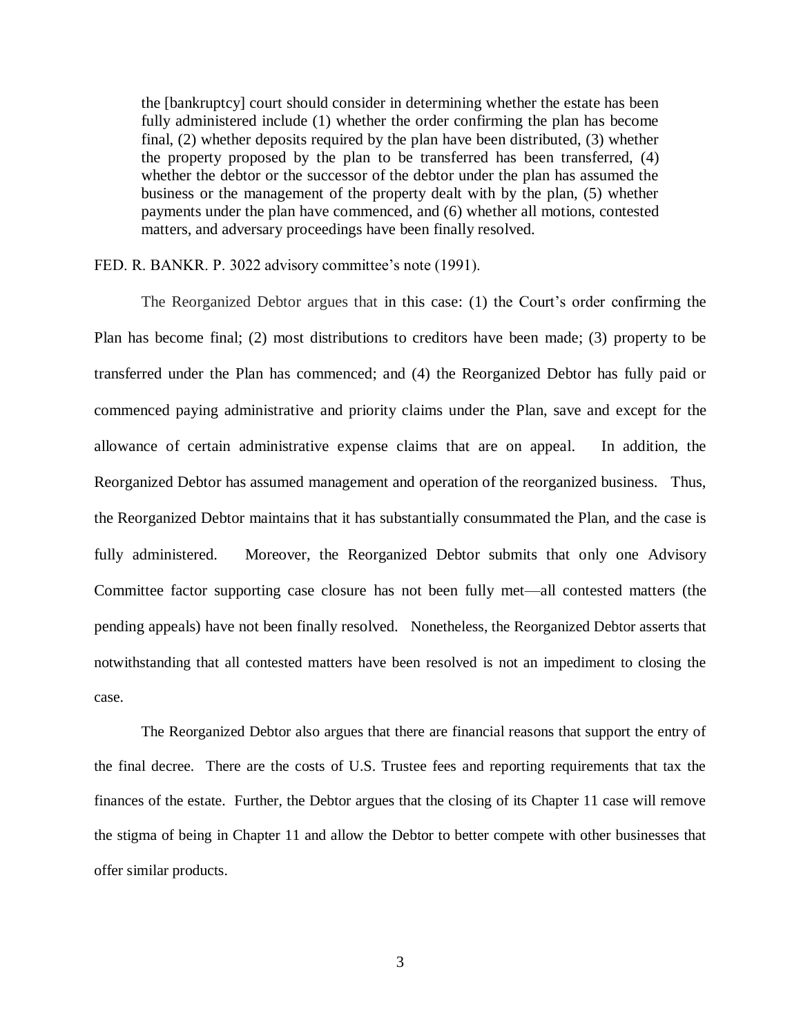> the [bankruptcy] court should consider in determining whether the estate has been fully administered include (1) whether the order confirming the plan has become final, (2) whether deposits required by the plan have been distributed, (3) whether the property proposed by the plan to be transferred has been transferred, (4) whether the debtor or the successor of the debtor under the plan has assumed the business or the management of the property dealt with by the plan, (5) whether payments under the plan have commenced, and (6) whether all motions, contested matters, and adversary proceedings have been finally resolved.

FED. R. BANKR. P. 3022 advisory committee's note (1991).

The Reorganized Debtor argues that in this case: (1) the Court's order confirming the Plan has become final; (2) most distributions to creditors have been made; (3) property to be transferred under the Plan has commenced; and (4) the Reorganized Debtor has fully paid or commenced paying administrative and priority claims under the Plan, save and except for the allowance of certain administrative expense claims that are on appeal. In addition, the Reorganized Debtor has assumed management and operation of the reorganized business. Thus, the Reorganized Debtor maintains that it has substantially consummated the Plan, and the case is fully administered. Moreover, the Reorganized Debtor submits that only one Advisory Committee factor supporting case closure has not been fully met—all contested matters (the pending appeals) have not been finally resolved. Nonetheless, the Reorganized Debtor asserts that notwithstanding that all contested matters have been resolved is not an impediment to closing the case.

The Reorganized Debtor also argues that there are financial reasons that support the entry of the final decree. There are the costs of U.S. Trustee fees and reporting requirements that tax the finances of the estate. Further, the Debtor argues that the closing of its Chapter 11 case will remove the stigma of being in Chapter 11 and allow the Debtor to better compete with other businesses that offer similar products.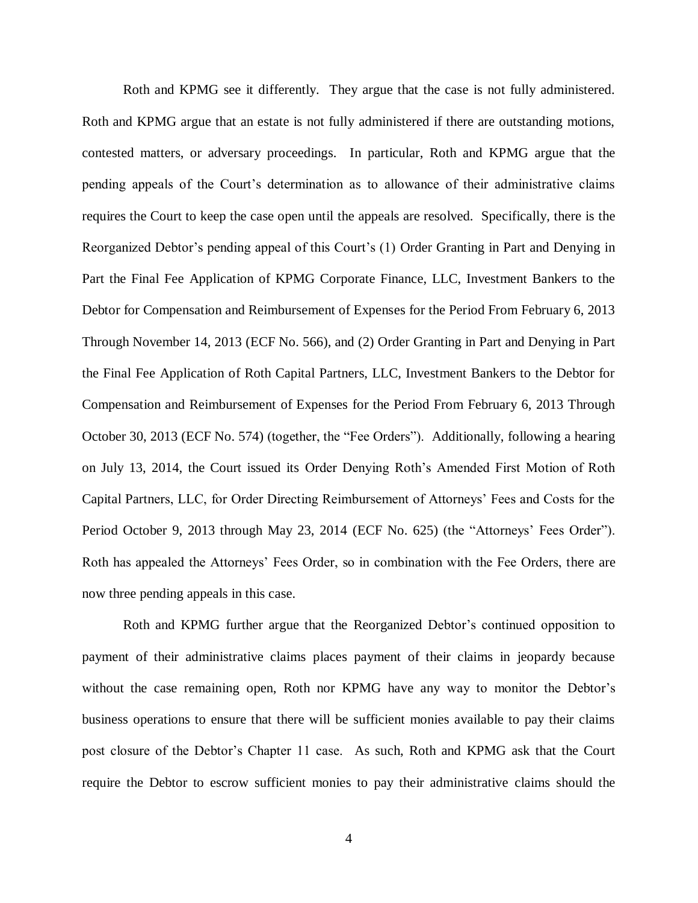Roth and KPMG see it differently. They argue that the case is not fully administered. Roth and KPMG argue that an estate is not fully administered if there are outstanding motions, contested matters, or adversary proceedings. In particular, Roth and KPMG argue that the pending appeals of the Court's determination as to allowance of their administrative claims requires the Court to keep the case open until the appeals are resolved. Specifically, there is the Reorganized Debtor's pending appeal of this Court's (1) Order Granting in Part and Denying in Part the Final Fee Application of KPMG Corporate Finance, LLC, Investment Bankers to the Debtor for Compensation and Reimbursement of Expenses for the Period From February 6, 2013 Through November 14, 2013 (ECF No. 566), and (2) Order Granting in Part and Denying in Part the Final Fee Application of Roth Capital Partners, LLC, Investment Bankers to the Debtor for Compensation and Reimbursement of Expenses for the Period From February 6, 2013 Through October 30, 2013 (ECF No. 574) (together, the "Fee Orders"). Additionally, following a hearing on July 13, 2014, the Court issued its Order Denying Roth's Amended First Motion of Roth Capital Partners, LLC, for Order Directing Reimbursement of Attorneys' Fees and Costs for the Period October 9, 2013 through May 23, 2014 (ECF No. 625) (the "Attorneys' Fees Order"). Roth has appealed the Attorneys' Fees Order, so in combination with the Fee Orders, there are now three pending appeals in this case.

Roth and KPMG further argue that the Reorganized Debtor's continued opposition to payment of their administrative claims places payment of their claims in jeopardy because without the case remaining open, Roth nor KPMG have any way to monitor the Debtor's business operations to ensure that there will be sufficient monies available to pay their claims post closure of the Debtor's Chapter 11 case. As such, Roth and KPMG ask that the Court require the Debtor to escrow sufficient monies to pay their administrative claims should the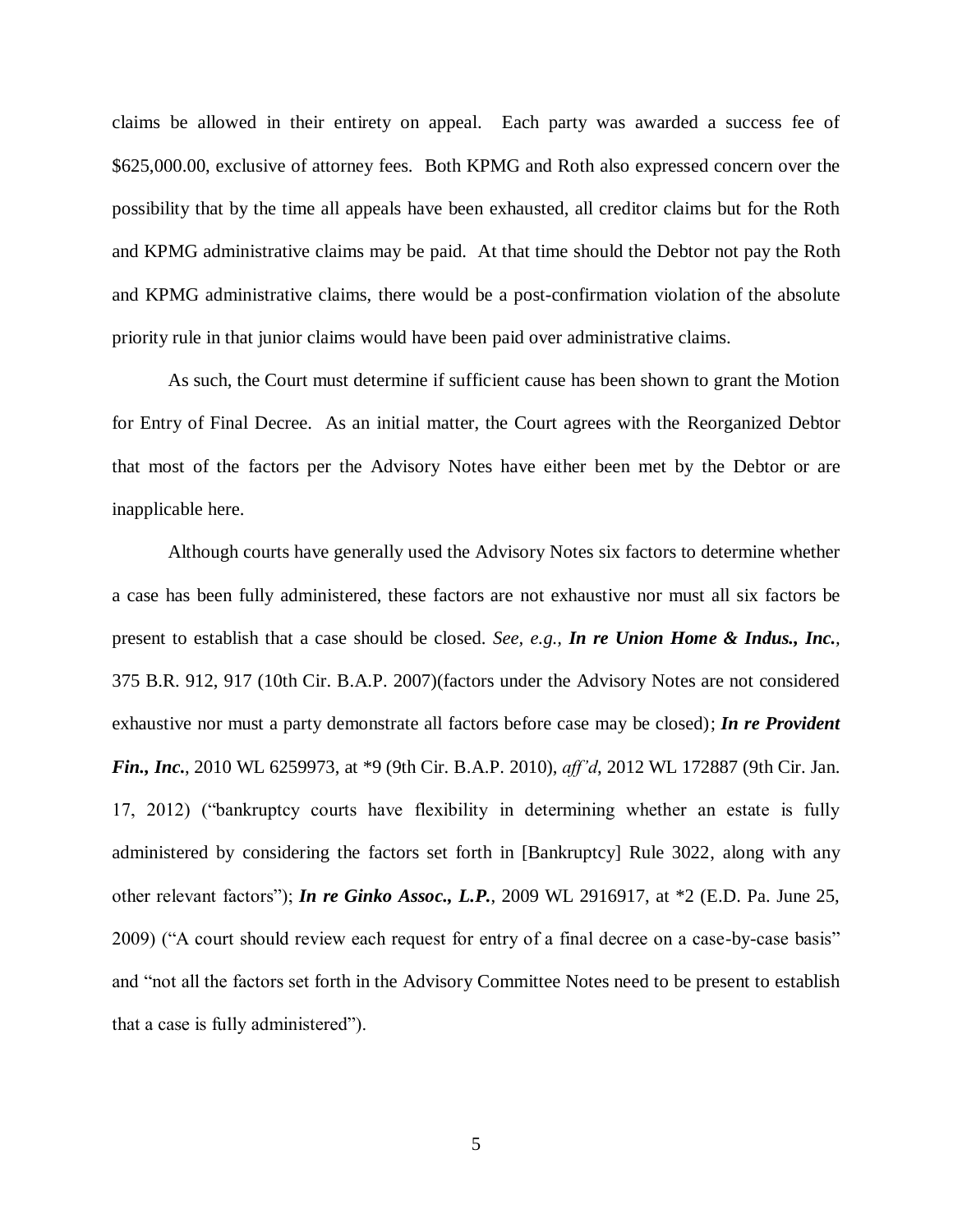claims be allowed in their entirety on appeal. Each party was awarded a success fee of $625,000.00, exclusive of attorney fees. Both KPMG and Roth also expressed concern over the possibility that by the time all appeals have been exhausted, all creditor claims but for the Roth and KPMG administrative claims may be paid. At that time should the Debtor not pay the Roth and KPMG administrative claims, there would be a post-confirmation violation of the absolute priority rule in that junior claims would have been paid over administrative claims.

As such, the Court must determine if sufficient cause has been shown to grant the Motion for Entry of Final Decree. As an initial matter, the Court agrees with the Reorganized Debtor that most of the factors per the Advisory Notes have either been met by the Debtor or are inapplicable here.

Although courts have generally used the Advisory Notes six factors to determine whether a case has been fully administered, these factors are not exhaustive nor must all six factors be present to establish that a case should be closed. *See, e.g.,* ***In re Union Home & Indus., Inc.***, 375 B.R. 912, 917 (10th Cir. B.A.P. 2007)(factors under the Advisory Notes are not considered exhaustive nor must a party demonstrate all factors before case may be closed); ***In re Provident Fin., Inc.***, 2010 WL 6259973, at *9 (9th Cir. B.A.P. 2010), *aff'd*, 2012 WL 172887 (9th Cir. Jan. 17, 2012) ("bankruptcy courts have flexibility in determining whether an estate is fully administered by considering the factors set forth in [Bankruptcy] Rule 3022, along with any other relevant factors"); ***In re Ginko Assoc., L.P.***, 2009 WL 2916917, at *2 (E.D. Pa. June 25, 2009) ("A court should review each request for entry of a final decree on a case-by-case basis" and "not all the factors set forth in the Advisory Committee Notes need to be present to establish that a case is fully administered").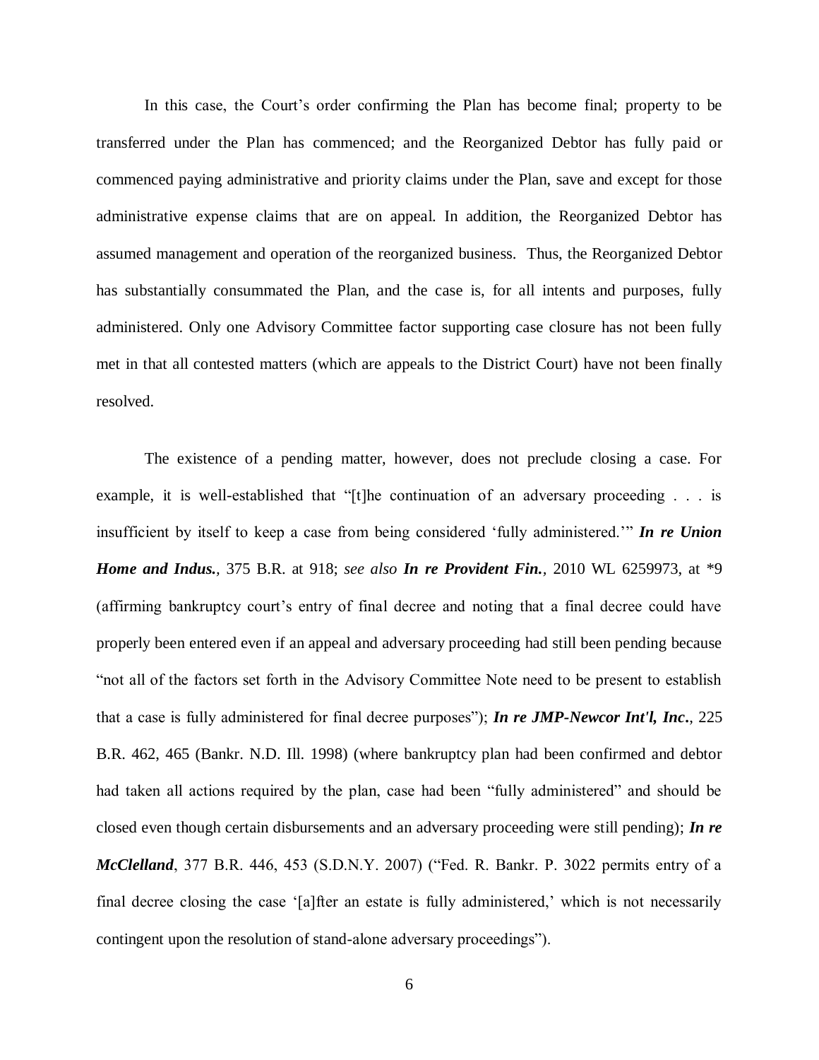In this case, the Court's order confirming the Plan has become final; property to be transferred under the Plan has commenced; and the Reorganized Debtor has fully paid or commenced paying administrative and priority claims under the Plan, save and except for those administrative expense claims that are on appeal. In addition, the Reorganized Debtor has assumed management and operation of the reorganized business. Thus, the Reorganized Debtor has substantially consummated the Plan, and the case is, for all intents and purposes, fully administered. Only one Advisory Committee factor supporting case closure has not been fully met in that all contested matters (which are appeals to the District Court) have not been finally resolved.

The existence of a pending matter, however, does not preclude closing a case. For example, it is well-established that "[t]he continuation of an adversary proceeding . . . is insufficient by itself to keep a case from being considered 'fully administered.'" ***In re Union Home and Indus.***, 375 B.R. at 918; *see also* ***In re Provident Fin.***, 2010 WL 6259973, at *9 (affirming bankruptcy court's entry of final decree and noting that a final decree could have properly been entered even if an appeal and adversary proceeding had still been pending because "not all of the factors set forth in the Advisory Committee Note need to be present to establish that a case is fully administered for final decree purposes"); ***In re JMP-Newcor Int'l, Inc.***, 225 B.R. 462, 465 (Bankr. N.D. Ill. 1998) (where bankruptcy plan had been confirmed and debtor had taken all actions required by the plan, case had been "fully administered" and should be closed even though certain disbursements and an adversary proceeding were still pending); ***In re McClelland***, 377 B.R. 446, 453 (S.D.N.Y. 2007) ("Fed. R. Bankr. P. 3022 permits entry of a final decree closing the case '[a]fter an estate is fully administered,' which is not necessarily contingent upon the resolution of stand-alone adversary proceedings").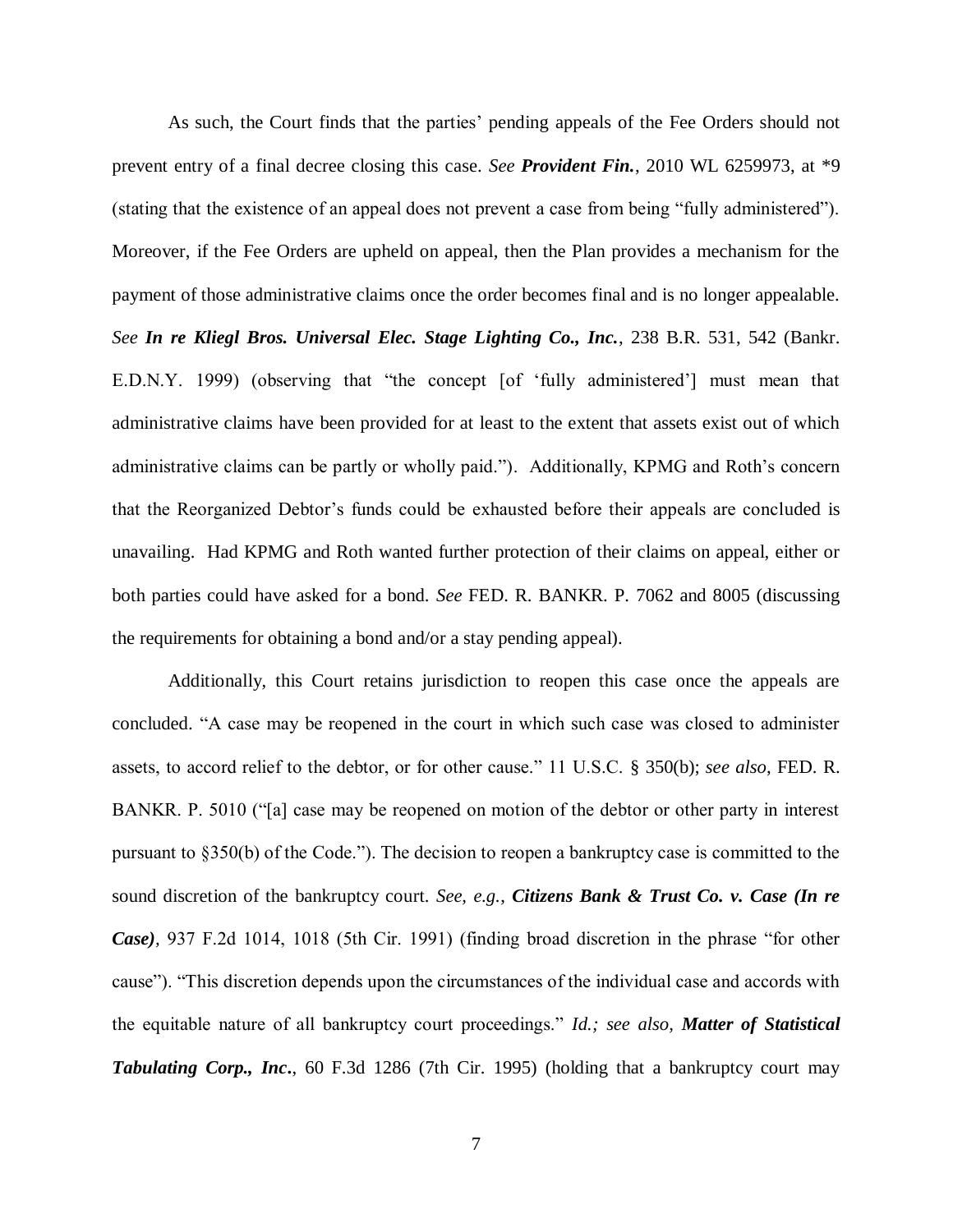As such, the Court finds that the parties' pending appeals of the Fee Orders should not prevent entry of a final decree closing this case. *See* ***Provident Fin.***, 2010 WL 6259973, at *9 (stating that the existence of an appeal does not prevent a case from being "fully administered"). Moreover, if the Fee Orders are upheld on appeal, then the Plan provides a mechanism for the payment of those administrative claims once the order becomes final and is no longer appealable. *See* ***In re Kliegl Bros. Universal Elec. Stage Lighting Co., Inc.***, 238 B.R. 531, 542 (Bankr. E.D.N.Y. 1999) (observing that "the concept [of 'fully administered'] must mean that administrative claims have been provided for at least to the extent that assets exist out of which administrative claims can be partly or wholly paid."). Additionally, KPMG and Roth's concern that the Reorganized Debtor's funds could be exhausted before their appeals are concluded is unavailing. Had KPMG and Roth wanted further protection of their claims on appeal, either or both parties could have asked for a bond. *See* FED. R. BANKR. P. 7062 and 8005 (discussing the requirements for obtaining a bond and/or a stay pending appeal).

Additionally, this Court retains jurisdiction to reopen this case once the appeals are concluded. "A case may be reopened in the court in which such case was closed to administer assets, to accord relief to the debtor, or for other cause." 11 U.S.C. § 350(b); *see also*, FED. R. BANKR. P. 5010 ("[a] case may be reopened on motion of the debtor or other party in interest pursuant to §350(b) of the Code."). The decision to reopen a bankruptcy case is committed to the sound discretion of the bankruptcy court. *See, e.g.*, ***Citizens Bank & Trust Co. v. Case (In re Case)***, 937 F.2d 1014, 1018 (5th Cir. 1991) (finding broad discretion in the phrase "for other cause"). "This discretion depends upon the circumstances of the individual case and accords with the equitable nature of all bankruptcy court proceedings." *Id.; see also,* ***Matter of Statistical Tabulating Corp., Inc.***, 60 F.3d 1286 (7th Cir. 1995) (holding that a bankruptcy court may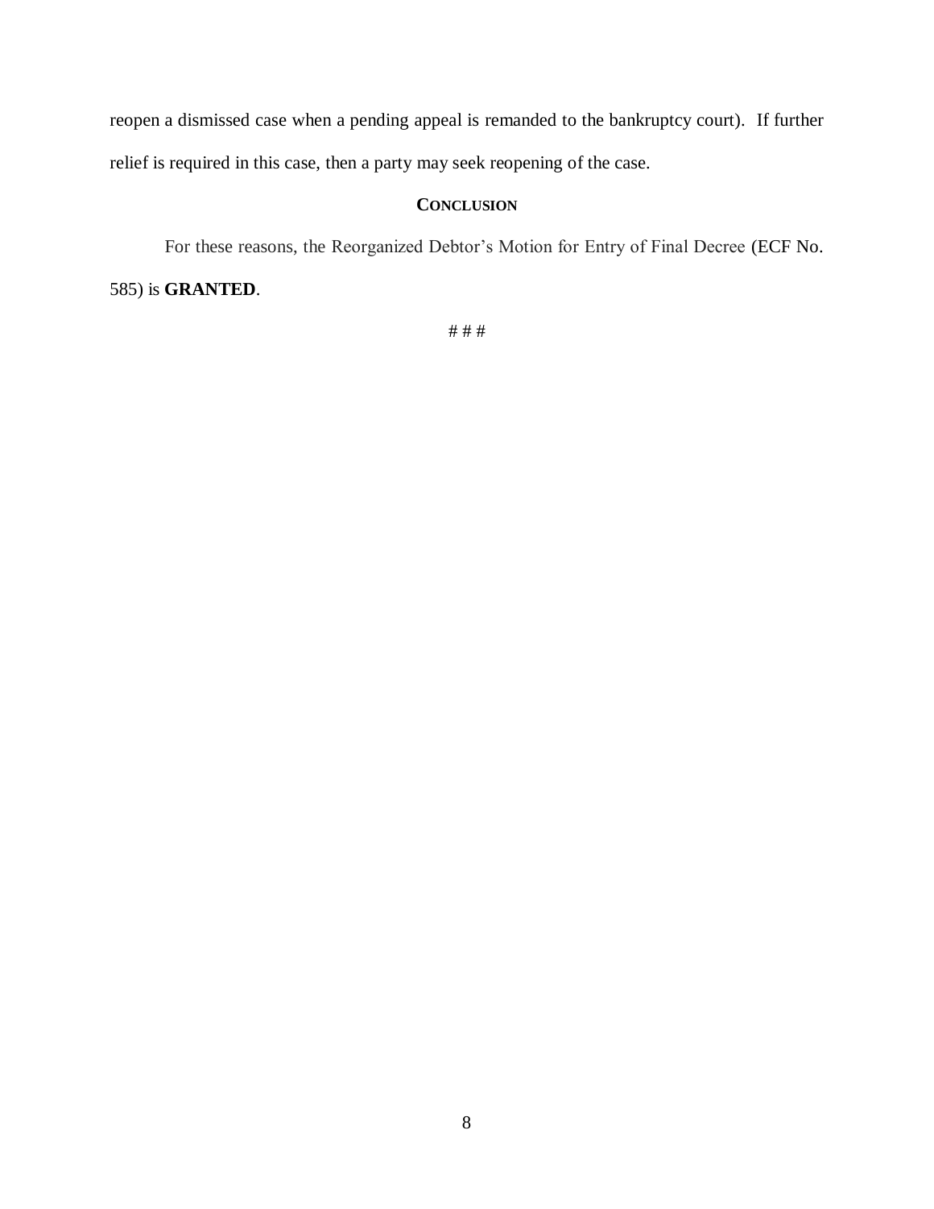reopen a dismissed case when a pending appeal is remanded to the bankruptcy court). If further relief is required in this case, then a party may seek reopening of the case.

## CONCLUSION

For these reasons, the Reorganized Debtor's Motion for Entry of Final Decree (ECF No. 585) is **GRANTED**.

# # #